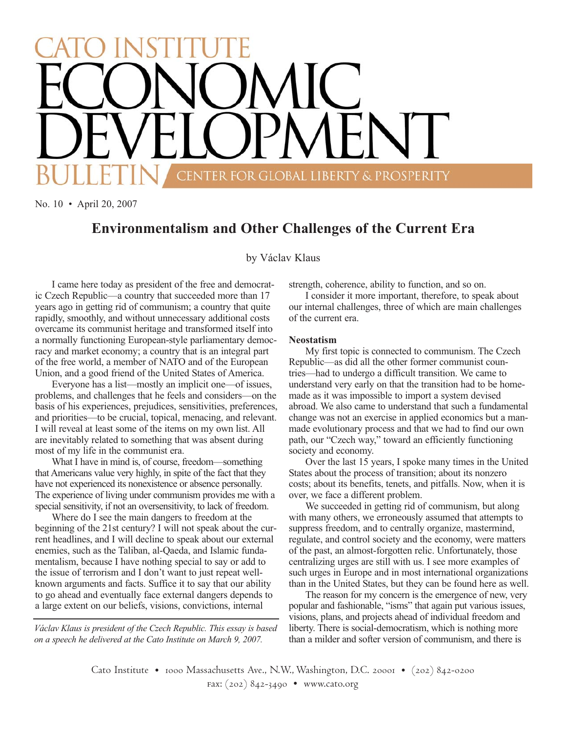# CATO INSTITUTE ECONOMIC DEVELOPMENT BULLETIN

CENTER FOR GLOBAL LIBERTY & PROSPERITY

No. 10 • April 20, 2007

## Environmentalism and Other Challenges of the Current Era

by Václav Klaus

I came here today as president of the free and democratic Czech Republic—a country that succeeded more than 17 years ago in getting rid of communism; a country that quite rapidly, smoothly, and without unnecessary additional costs overcame its communist heritage and transformed itself into a normally functioning European-style parliamentary democracy and market economy; a country that is an integral part of the free world, a member of NATO and of the European Union, and a good friend of the United States of America.

Everyone has a list—mostly an implicit one—of issues, problems, and challenges that he feels and considers—on the basis of his experiences, prejudices, sensitivities, preferences, and priorities—to be crucial, topical, menacing, and relevant. I will reveal at least some of the items on my own list. All are inevitably related to something that was absent during most of my life in the communist era.

What I have in mind is, of course, freedom—something that Americans value very highly, in spite of the fact that they have not experienced its nonexistence or absence personally. The experience of living under communism provides me with a special sensitivity, if not an oversensitivity, to lack of freedom.

Where do I see the main dangers to freedom at the beginning of the 21st century? I will not speak about the current headlines, and I will decline to speak about our external enemies, such as the Taliban, al-Qaeda, and Islamic fundamentalism, because I have nothing special to say or add to the issue of terrorism and I don't want to just repeat well-known arguments and facts. Suffice it to say that our ability to go ahead and eventually face external dangers depends to a large extent on our beliefs, visions, convictions, internal strength, coherence, ability to function, and so on.

*Václav Klaus is president of the Czech Republic. This essay is based on a speech he delivered at the Cato Institute on March 9, 2007.*

I consider it more important, therefore, to speak about our internal challenges, three of which are main challenges of the current era.

### Neostatism

My first topic is connected to communism. The Czech Republic—as did all the other former communist countries—had to undergo a difficult transition. We came to understand very early on that the transition had to be home-made as it was impossible to import a system devised abroad. We also came to understand that such a fundamental change was not an exercise in applied economics but a man-made evolutionary process and that we had to find our own path, our "Czech way," toward an efficiently functioning society and economy.

Over the last 15 years, I spoke many times in the United States about the process of transition; about its nonzero costs; about its benefits, tenets, and pitfalls. Now, when it is over, we face a different problem.

We succeeded in getting rid of communism, but along with many others, we erroneously assumed that attempts to suppress freedom, and to centrally organize, mastermind, regulate, and control society and the economy, were matters of the past, an almost-forgotten relic. Unfortunately, those centralizing urges are still with us. I see more examples of such urges in Europe and in most international organizations than in the United States, but they can be found here as well.

The reason for my concern is the emergence of new, very popular and fashionable, "isms" that again put various issues, visions, plans, and projects ahead of individual freedom and liberty. There is social-democratism, which is nothing more than a milder and softer version of communism, and there is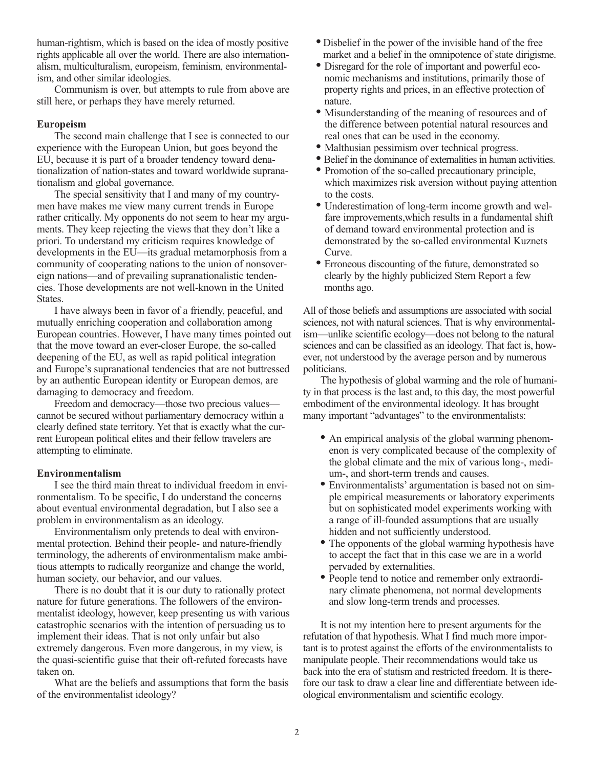human-rightism, which is based on the idea of mostly positive rights applicable all over the world. There are also internationalism, multiculturalism, europeism, feminism, environmentalism, and other similar ideologies.

Communism is over, but attempts to rule from above are still here, or perhaps they have merely returned.

**Europeism**

The second main challenge that I see is connected to our experience with the European Union, but goes beyond the EU, because it is part of a broader tendency toward denationalization of nation-states and toward worldwide supranationalism and global governance.

The special sensitivity that I and many of my countrymen have makes me view many current trends in Europe rather critically. My opponents do not seem to hear my arguments. They keep rejecting the views that they don't like a priori. To understand my criticism requires knowledge of developments in the EU—its gradual metamorphosis from a community of cooperating nations to the union of nonsovereign nations—and of prevailing supranationalistic tendencies. Those developments are not well-known in the United States.

I have always been in favor of a friendly, peaceful, and mutually enriching cooperation and collaboration among European countries. However, I have many times pointed out that the move toward an ever-closer Europe, the so-called deepening of the EU, as well as rapid political integration and Europe's supranational tendencies that are not buttressed by an authentic European identity or European demos, are damaging to democracy and freedom.

Freedom and democracy—those two precious values—cannot be secured without parliamentary democracy within a clearly defined state territory. Yet that is exactly what the current European political elites and their fellow travelers are attempting to eliminate.

**Environmentalism**

I see the third main threat to individual freedom in environmentalism. To be specific, I do understand the concerns about eventual environmental degradation, but I also see a problem in environmentalism as an ideology.

Environmentalism only pretends to deal with environmental protection. Behind their people- and nature-friendly terminology, the adherents of environmentalism make ambitious attempts to radically reorganize and change the world, human society, our behavior, and our values.

There is no doubt that it is our duty to rationally protect nature for future generations. The followers of the environmentalist ideology, however, keep presenting us with various catastrophic scenarios with the intention of persuading us to implement their ideas. That is not only unfair but also extremely dangerous. Even more dangerous, in my view, is the quasi-scientific guise that their oft-refuted forecasts have taken on.

What are the beliefs and assumptions that form the basis of the environmentalist ideology?

- Disbelief in the power of the invisible hand of the free market and a belief in the omnipotence of state dirigisme.
- Disregard for the role of important and powerful economic mechanisms and institutions, primarily those of property rights and prices, in an effective protection of nature.
- Misunderstanding of the meaning of resources and of the difference between potential natural resources and real ones that can be used in the economy.
- Malthusian pessimism over technical progress.
- Belief in the dominance of externalities in human activities.
- Promotion of the so-called precautionary principle, which maximizes risk aversion without paying attention to the costs.
- Underestimation of long-term income growth and welfare improvements,which results in a fundamental shift of demand toward environmental protection and is demonstrated by the so-called environmental Kuznets Curve.
- Erroneous discounting of the future, demonstrated so clearly by the highly publicized Stern Report a few months ago.

All of those beliefs and assumptions are associated with social sciences, not with natural sciences. That is why environmentalism—unlike scientific ecology—does not belong to the natural sciences and can be classified as an ideology. That fact is, however, not understood by the average person and by numerous politicians.

The hypothesis of global warming and the role of humanity in that process is the last and, to this day, the most powerful embodiment of the environmental ideology. It has brought many important "advantages" to the environmentalists:

- An empirical analysis of the global warming phenomenon is very complicated because of the complexity of the global climate and the mix of various long-, medium-, and short-term trends and causes.
- Environmentalists' argumentation is based not on simple empirical measurements or laboratory experiments but on sophisticated model experiments working with a range of ill-founded assumptions that are usually hidden and not sufficiently understood.
- The opponents of the global warming hypothesis have to accept the fact that in this case we are in a world pervaded by externalities.
- People tend to notice and remember only extraordinary climate phenomena, not normal developments and slow long-term trends and processes.

It is not my intention here to present arguments for the refutation of that hypothesis. What I find much more important is to protest against the efforts of the environmentalists to manipulate people. Their recommendations would take us back into the era of statism and restricted freedom. It is therefore our task to draw a clear line and differentiate between ideological environmentalism and scientific ecology.